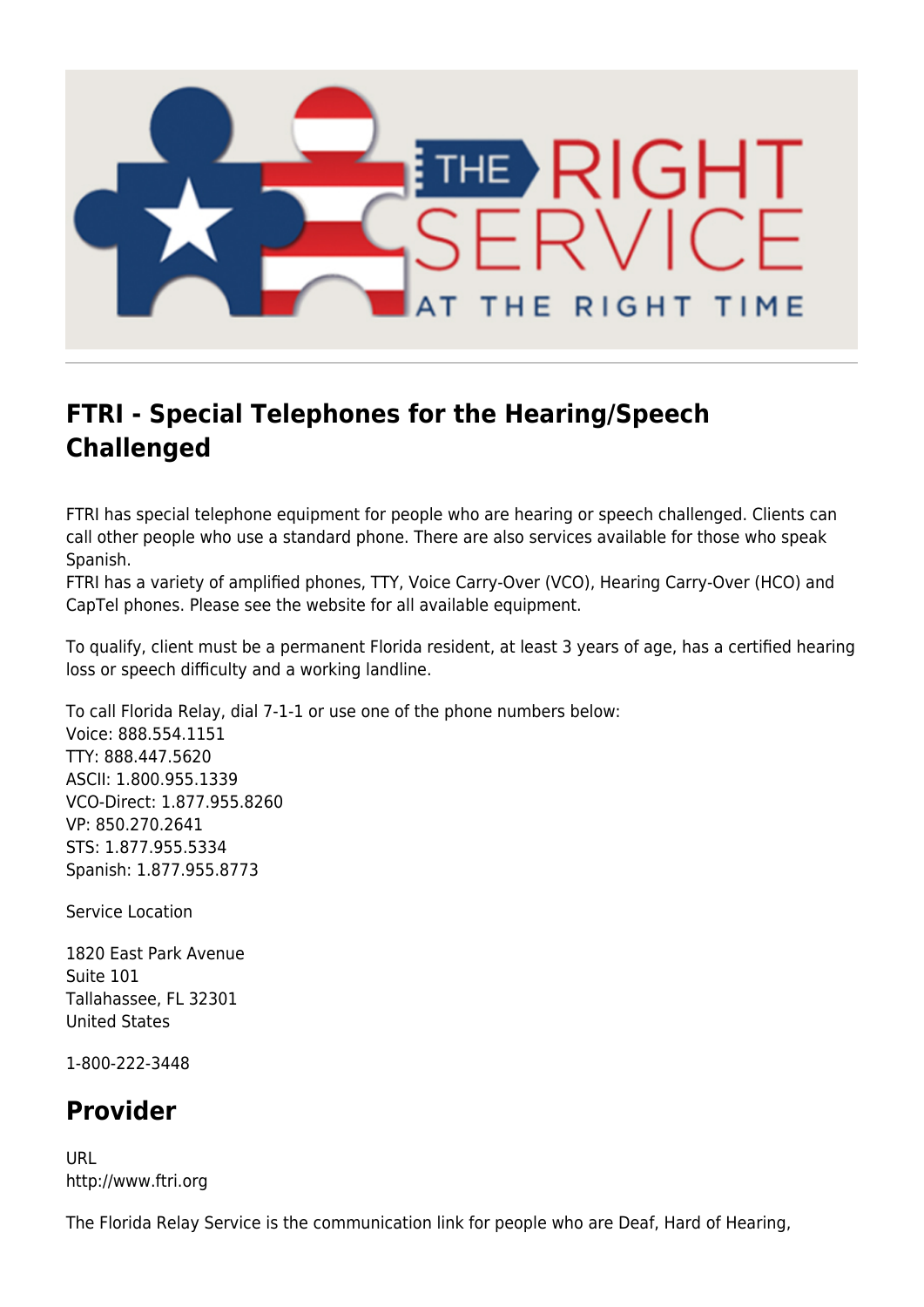## FTRI - Special Telephones for the Hearing/Speech Challenged

FTRI has special telephone equipment for people who are hearing or speech challenged. Clients can call other people who use a standard phone. There are also services available for those who speak Spanish.
FTRI has a variety of amplified phones, TTY, Voice Carry-Over (VCO), Hearing Carry-Over (HCO) and CapTel phones. Please see the website for all available equipment.

To qualify, client must be a permanent Florida resident, at least 3 years of age, has a certified hearing loss or speech difficulty and a working landline.

To call Florida Relay, dial 7-1-1 or use one of the phone numbers below:
Voice: 888.554.1151
TTY: 888.447.5620
ASCII: 1.800.955.1339
VCO-Direct: 1.877.955.8260
VP: 850.270.2641
STS: 1.877.955.5334
Spanish: 1.877.955.8773

Service Location

1820 East Park Avenue
Suite 101
Tallahassee, FL 32301
United States

1-800-222-3448

## Provider

URL
http://www.ftri.org

The Florida Relay Service is the communication link for people who are Deaf, Hard of Hearing,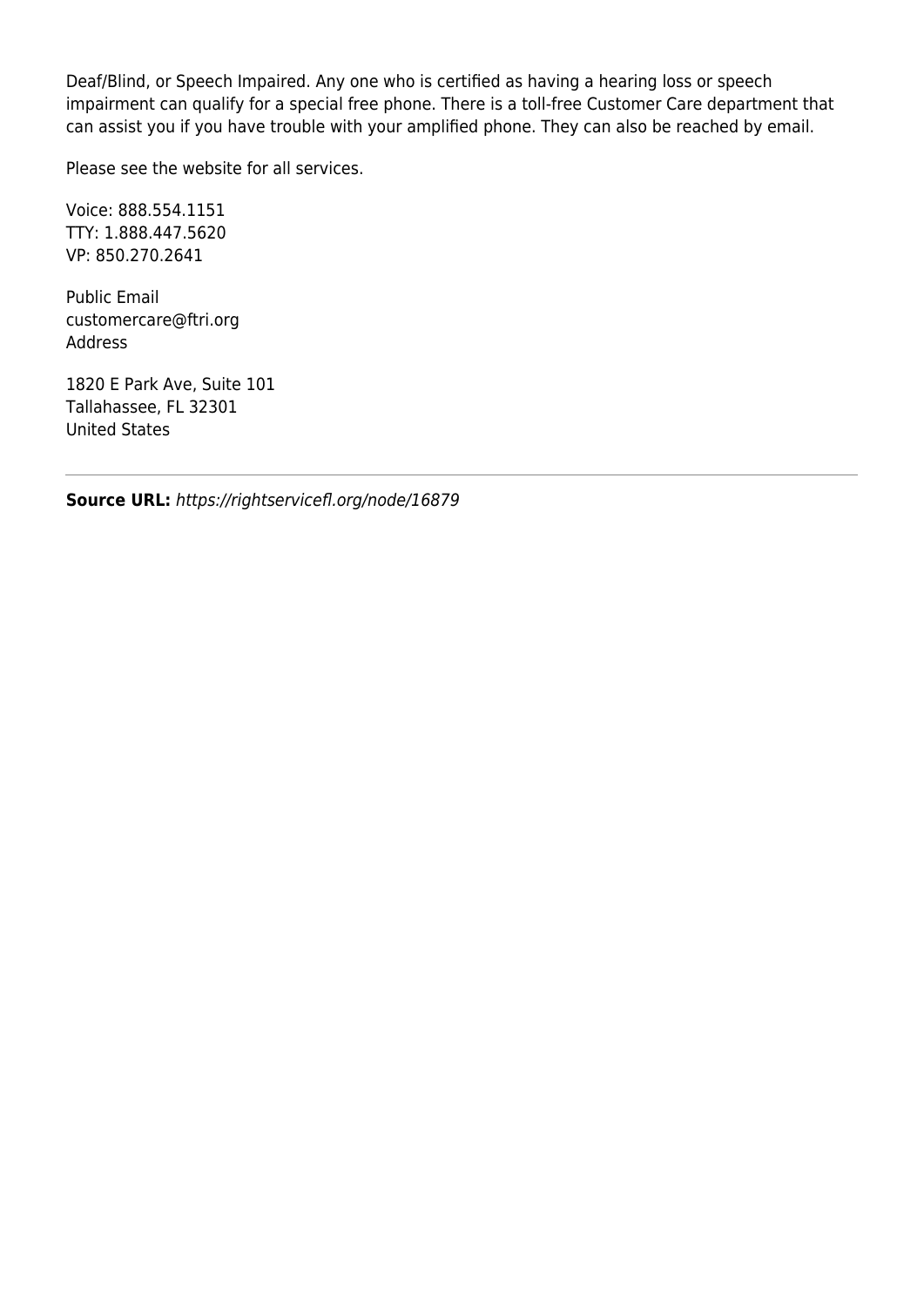Deaf/Blind, or Speech Impaired. Any one who is certified as having a hearing loss or speech impairment can qualify for a special free phone. There is a toll-free Customer Care department that can assist you if you have trouble with your amplified phone. They can also be reached by email.

Please see the website for all services.

Voice: 888.554.1151
TTY: 1.888.447.5620
VP: 850.270.2641

Public Email
customercare@ftri.org
Address

1820 E Park Ave, Suite 101
Tallahassee, FL 32301
United States

---

**Source URL:** *https://rightservicefl.org/node/16879*